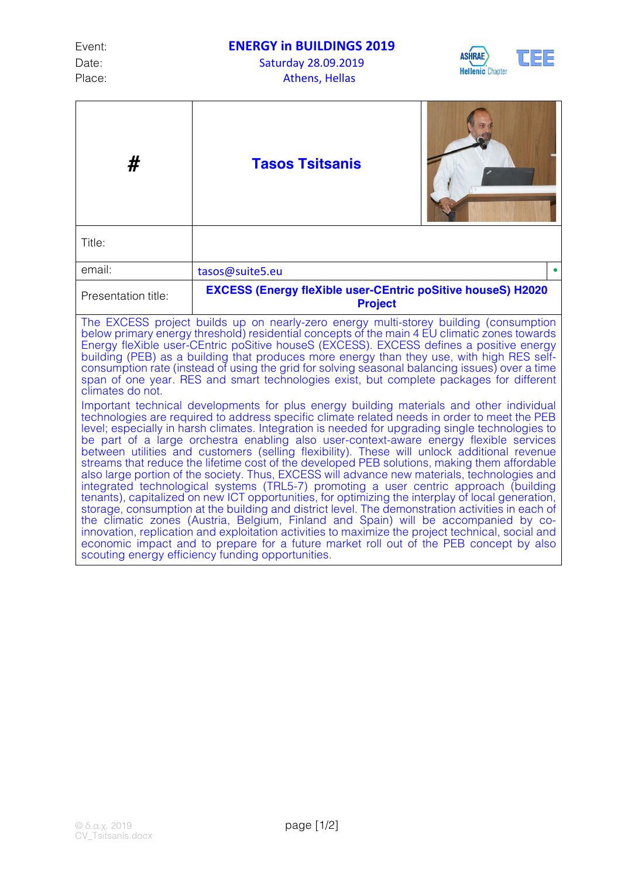| Event: | **ENERGY in BUILDINGS 2019** |
|---|---|
| Date: | Saturday 28.09.2019 |
| Place: | Athens, Hellas |

ASHRAE Hellenic Chapter

TEE

| # | **Tasos Tsitsanis** |
|---|---|
| Title: | |
| email: | tasos@suite5.eu |
| Presentation title: | **EXCESS (Energy fleXible user-CEntric poSitive houseS) H2020 Project** |

The EXCESS project builds up on nearly-zero energy multi-storey building (consumption below primary energy threshold) residential concepts of the main 4 EU climatic zones towards Energy fleXible user-CEntric poSitive houseS (EXCESS). EXCESS defines a positive energy building (PEB) as a building that produces more energy than they use, with high RES self-consumption rate (instead of using the grid for solving seasonal balancing issues) over a time span of one year. RES and smart technologies exist, but complete packages for different climates do not.

Important technical developments for plus energy building materials and other individual technologies are required to address specific climate related needs in order to meet the PEB level; especially in harsh climates. Integration is needed for upgrading single technologies to be part of a large orchestra enabling also user-context-aware energy flexible services between utilities and customers (selling flexibility). These will unlock additional revenue streams that reduce the lifetime cost of the developed PEB solutions, making them affordable also large portion of the society. Thus, EXCESS will advance new materials, technologies and integrated technological systems (TRL5-7) promoting a user centric approach (building tenants), capitalized on new ICT opportunities, for optimizing the interplay of local generation, storage, consumption at the building and district level. The demonstration activities in each of the climatic zones (Austria, Belgium, Finland and Spain) will be accompanied by co-innovation, replication and exploitation activities to maximize the project technical, social and economic impact and to prepare for a future market roll out of the PEB concept by also scouting energy efficiency funding opportunities.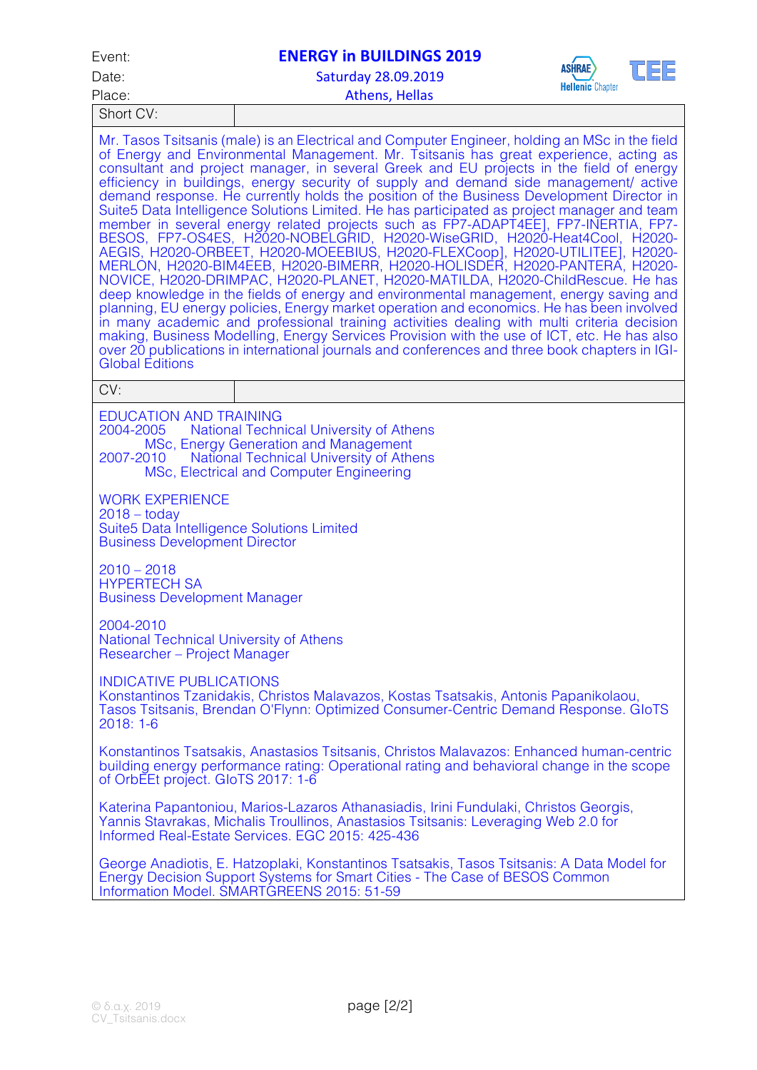| | |
|---|---|
| Event: | **ENERGY in BUILDINGS 2019** |
| Date: | Saturday 28.09.2019 |
| Place: | Athens, Hellas |

| Short CV: | |
|---|---|

Mr. Tasos Tsitsanis (male) is an Electrical and Computer Engineer, holding an MSc in the field of Energy and Environmental Management. Mr. Tsitsanis has great experience, acting as consultant and project manager, in several Greek and EU projects in the field of energy efficiency in buildings, energy security of supply and demand side management/ active demand response. He currently holds the position of the Business Development Director in Suite5 Data Intelligence Solutions Limited. He has participated as project manager and team member in several energy related projects such as FP7-ADAPT4EE], FP7-INERTIA, FP7-BESOS, FP7-OS4ES, H2020-NOBELGRID, H2020-WiseGRID, H2020-Heat4Cool, H2020-AEGIS, H2020-ORBEET, H2020-MOEEBIUS, H2020-FLEXCoop], H2020-UTILITEE], H2020-MERLON, H2020-BIM4EEB, H2020-BIMERR, H2020-HOLISDER, H2020-PANTERA, H2020-NOVICE, H2020-DRIMPAC, H2020-PLANET, H2020-MATILDA, H2020-ChildRescue. He has deep knowledge in the fields of energy and environmental management, energy saving and planning, EU energy policies, Energy market operation and economics. He has been involved in many academic and professional training activities dealing with multi criteria decision making, Business Modelling, Energy Services Provision with the use of ICT, etc. He has also over 20 publications in international journals and conferences and three book chapters in IGI-Global Editions

| CV: | |
|---|---|

EDUCATION AND TRAINING

2004-2005 National Technical University of Athens
MSc, Energy Generation and Management

2007-2010 National Technical University of Athens
MSc, Electrical and Computer Engineering

WORK EXPERIENCE

2018 – today
Suite5 Data Intelligence Solutions Limited
Business Development Director

2010 – 2018
HYPERTECH SA
Business Development Manager

2004-2010
National Technical University of Athens
Researcher – Project Manager

INDICATIVE PUBLICATIONS

Konstantinos Tzanidakis, Christos Malavazos, Kostas Tsatsakis, Antonis Papanikolaou, Tasos Tsitsanis, Brendan O'Flynn: Optimized Consumer-Centric Demand Response. GIoTS 2018: 1-6

Konstantinos Tsatsakis, Anastasios Tsitsanis, Christos Malavazos: Enhanced human-centric building energy performance rating: Operational rating and behavioral change in the scope of OrbEEt project. GIoTS 2017: 1-6

Katerina Papantoniou, Marios-Lazaros Athanasiadis, Irini Fundulaki, Christos Georgis, Yannis Stavrakas, Michalis Troullinos, Anastasios Tsitsanis: Leveraging Web 2.0 for Informed Real-Estate Services. EGC 2015: 425-436

George Anadiotis, E. Hatzoplaki, Konstantinos Tsatsakis, Tasos Tsitsanis: A Data Model for Energy Decision Support Systems for Smart Cities - The Case of BESOS Common Information Model. SMARTGREENS 2015: 51-59